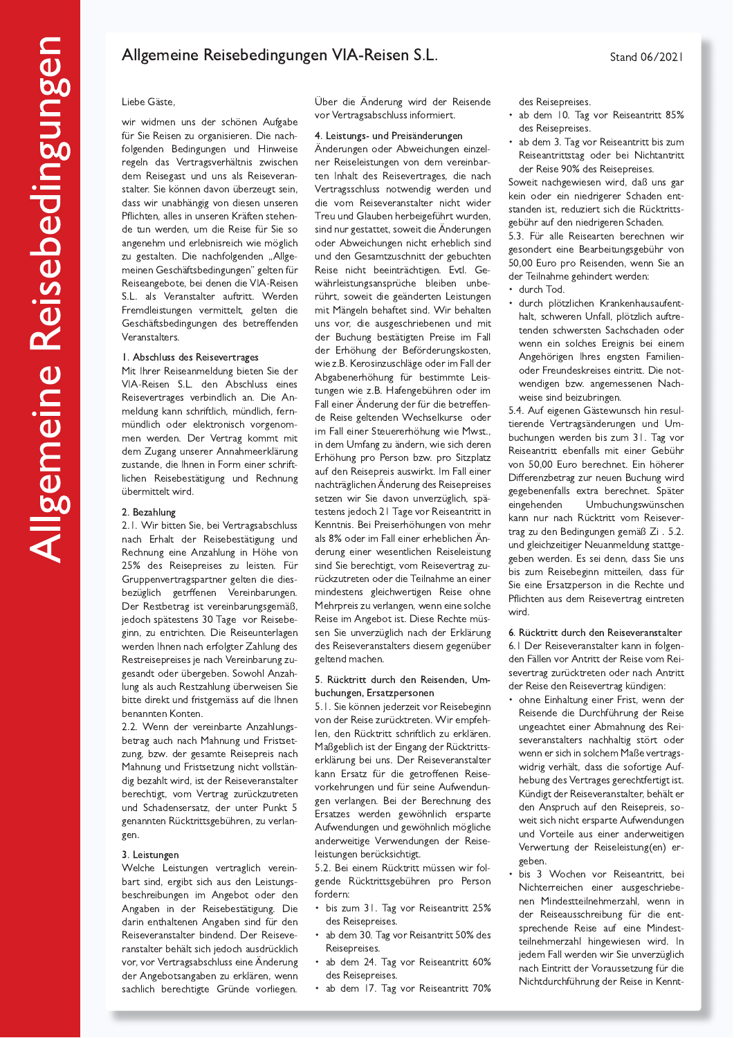# Allgemeine Reisebedingungen VIA-Reisen S.L.

Stand 06/2021

Liebe Gäste,

wir widmen uns der schönen Aufgabe für Sie Reisen zu organisieren. Die nachfolgenden Bedingungen und Hinweise regeln das Vertragsverhältnis zwischen dem Reisegast und uns als Reiseveranstalter. Sie können davon überzeugt sein, dass wir unabhängig von diesen unseren Pflichten, alles in unseren Kräften stehende tun werden, um die Reise für Sie so angenehm und erlebnisreich wie möglich zu gestalten. Die nachfolgenden „Allgemeinen Geschäftsbedingungen" gelten für Reiseangebote, bei denen die VIA-Reisen S.L. als Veranstalter auftritt. Werden Fremdleistungen vermittelt, gelten die Geschäftsbedingungen des betreffenden Veranstalters.

## 1. Abschluss des Reisevertrages

Mit Ihrer Reiseanmeldung bieten Sie der VIA-Reisen S.L. den Abschluss eines Reisevertrages verbindlich an. Die Anmeldung kann schriftlich, mündlich, fernmündlich oder elektronisch vorgenommen werden. Der Vertrag kommt mit dem Zugang unserer Annahmeerklärung zustande, die Ihnen in Form einer schriftlichen Reisebestätigung und Rechnung übermittelt wird.

## 2. Bezahlung

2.1. Wir bitten Sie, bei Vertragsabschluss nach Erhalt der Reisebestätigung und Rechnung eine Anzahlung in Höhe von 25% des Reisepreises zu leisten. Für Gruppenvertragspartner gelten die diesbezüglich getrffenen Vereinbarungen. Der Restbetrag ist vereinbarungsgemäß, jedoch spätestens 30 Tage vor Reisebeginn, zu entrichten. Die Reiseunterlagen werden Ihnen nach erfolgter Zahlung des Restreisepreises je nach Vereinbarung zugesandt oder übergeben. Sowohl Anzahlung als auch Restzahlung überweisen Sie bitte direkt und fristgemäss auf die Ihnen benannten Konten.

2.2. Wenn der vereinbarte Anzahlungsbetrag auch nach Mahnung und Fristsetzung, bzw. der gesamte Reisepreis nach Mahnung und Fristsetzung nicht vollständig bezahlt wird, ist der Reiseveranstalter berechtigt, vom Vertrag zurückzutreten und Schadensersatz, der unter Punkt 5 genannten Rücktrittsgebühren, zu verlangen.

## 3. Leistungen

Welche Leistungen vertraglich vereinbart sind, ergibt sich aus den Leistungsbeschreibungen im Angebot oder den Angaben in der Reisebestätigung. Die darin enthaltenen Angaben sind für den Reiseveranstalter bindend. Der Reiseveranstalter behält sich jedoch ausdrücklich vor, vor Vertragsabschluss eine Änderung der Angebotsangaben zu erklären, wenn sachlich berechtigte Gründe vorliegen. Über die Änderung wird der Reisende vor Vertragsabschluss informiert.

## 4. Leistungs- und Preisänderungen

Änderungen oder Abweichungen einzelner Reiseleistungen von dem vereinbarten Inhalt des Reisevertrages, die nach Vertragsschluss notwendig werden und die vom Reiseveranstalter nicht wider Treu und Glauben herbeigeführt wurden, sind nur gestattet, soweit die Änderungen oder Abweichungen nicht erheblich sind und den Gesamtzuschnitt der gebuchten Reise nicht beeinträchtigen. Evtl. Gewährleistungsansprüche bleiben unberührt, soweit die geänderten Leistungen mit Mängeln behaftet sind. Wir behalten uns vor, die ausgeschriebenen und mit der Buchung bestätigten Preise im Fall der Erhöhung der Beförderungskosten, wie z.B. Kerosinzuschläge oder im Fall der Abgabenerhöhung für bestimmte Leistungen wie z.B. Hafengebühren oder im Fall einer Änderung der für die betreffende Reise geltenden Wechselkurse oder im Fall einer Steuererhöhung wie Mwst., in dem Umfang zu ändern, wie sich deren Erhöhung pro Person bzw. pro Sitzplatz auf den Reisepreis auswirkt. Im Fall einer nachträglichen Änderung des Reisepreises setzen wir Sie davon unverzüglich, spätestens jedoch 21 Tage vor Reiseantritt in Kenntnis. Bei Preiserhöhungen von mehr als 8% oder im Fall einer erheblichen Änderung einer wesentlichen Reiseleistung sind Sie berechtigt, vom Reisevertrag zurückzutreten oder die Teilnahme an einer mindestens gleichwertigen Reise ohne Mehrpreis zu verlangen, wenn eine solche Reise im Angebot ist. Diese Rechte müssen Sie unverzüglich nach der Erklärung des Reiseveranstalters diesem gegenüber geltend machen.

## 5. Rücktritt durch den Reisenden, Umbuchungen, Ersatzpersonen

5.1. Sie können jederzeit vor Reisebeginn von der Reise zurücktreten. Wir empfehlen, den Rücktritt schriftlich zu erklären. Maßgeblich ist der Eingang der Rücktrittserklärung bei uns. Der Reiseveranstalter kann Ersatz für die getroffenen Reisevorkehrungen und für seine Aufwendungen verlangen. Bei der Berechnung des Ersatzes werden gewöhnlich ersparte Aufwendungen und gewöhnlich mögliche anderweitige Verwendungen der Reiseleistungen berücksichtigt.

5.2. Bei einem Rücktritt müssen wir folgende Rücktrittsgebühren pro Person fordern:

- bis zum 31. Tag vor Reiseantritt 25% des Reisepreises.
- ab dem 30. Tag vor Reisantritt 50% des Reisepreises.
- ab dem 24. Tag vor Reiseantritt 60% des Reisepreises.
- ab dem 17. Tag vor Reiseantritt 70% des Reisepreises.
- ab dem 10. Tag vor Reiseantritt 85% des Reisepreises.
- ab dem 3. Tag vor Reiseantritt bis zum Reiseantrittstag oder bei Nichtantritt der Reise 90% des Reisepreises.

Soweit nachgewiesen wird, daß uns gar kein oder ein niedrigerer Schaden entstanden ist, reduziert sich die Rücktrittsgebühr auf den niedrigeren Schaden.

5.3. Für alle Reisearten berechnen wir gesondert eine Bearbeitungsgebühr von 50,00 Euro pro Reisenden, wenn Sie an der Teilnahme gehindert werden:

- durch Tod.
- durch plötzlichen Krankenhausaufenthalt, schweren Unfall, plötzlich auftretenden schwersten Sachschaden oder wenn ein solches Ereignis bei einem Angehörigen Ihres engsten Familien- oder Freundeskreises eintritt. Die notwendigen bzw. angemessenen Nachweise sind beizubringen.

5.4. Auf eigenen Gästewunsch hin resultierende Vertragsänderungen und Umbuchungen werden bis zum 31. Tag vor Reiseantritt ebenfalls mit einer Gebühr von 50,00 Euro berechnet. Ein höherer Differenzbetrag zur neuen Buchung wird gegebenenfalls extra berechnet. Später eingehenden Umbuchungswünschen kann nur nach Rücktritt vom Reisevertrag zu den Bedingungen gemäß Zi . 5.2. und gleichzeitiger Neuanmeldung stattgegeben werden. Es sei denn, dass Sie uns bis zum Reisebeginn mitteilen, dass für Sie eine Ersatzperson in die Rechte und Pflichten aus dem Reisevertrag eintreten wird.

## 6. Rücktritt durch den Reiseveranstalter

6.1 Der Reiseveranstalter kann in folgenden Fällen vor Antritt der Reise vom Reisevertrag zurücktreten oder nach Antritt der Reise den Reisevertrag kündigen:

- ohne Einhaltung einer Frist, wenn der Reisende die Durchführung der Reise ungeachtet einer Abmahnung des Reiseveranstalters nachhaltig stört oder wenn er sich in solchem Maße vertragswidrig verhält, dass die sofortige Aufhebung des Vertrages gerechtfertigt ist. Kündigt der Reiseveranstalter, behält er den Anspruch auf den Reisepreis, soweit sich nicht ersparte Aufwendungen und Vorteile aus einer anderweitigen Verwertung der Reiseleistung(en) ergeben.
- bis 3 Wochen vor Reiseantritt, bei Nichterreichen einer ausgeschriebenen Mindestteilnehmerzahl, wenn in der Reiseausschreibung für die entsprechende Reise auf eine Mindestteilnehmerzahl hingewiesen wird. In jedem Fall werden wir Sie unverzüglich nach Eintritt der Voraussetzung für die Nichtdurchführung der Reise in Kennt-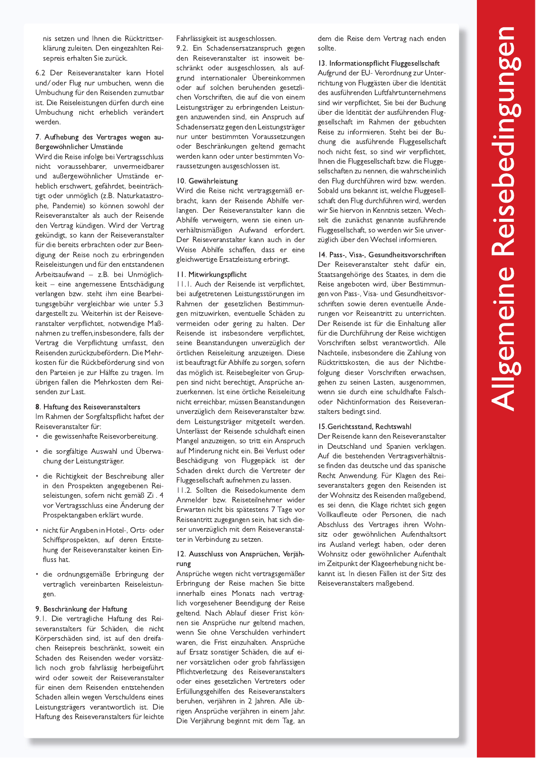nis setzen und Ihnen die Rücktrittserklärung zuleiten. Den eingezahlten Reisepreis erhalten Sie zurück.

6.2 Der Reiseveranstalter kann Hotel und/oder Flug nur umbuchen, wenn die Umbuchung für den Reisenden zumutbar ist. Die Reiseleistungen dürfen durch eine Umbuchung nicht erheblich verändert werden.

### 7. Aufhebung des Vertrages wegen außergewöhnlicher Umstände

Wird die Reise infolge bei Vertragsschluss nicht voraussehbarer, unvermeidbarer und außergewöhnlicher Umstände erheblich erschwert, gefährdet, beeinträchtigt oder unmöglich (z.B. Naturkatastrophe, Pandemie) so können sowohl der Reiseveranstalter als auch der Reisende den Vertrag kündigen. Wird der Vertrag gekündigt, so kann der Reiseveranstalter für die bereits erbrachten oder zur Beendigung der Reise noch zu erbringenden Reiseleistungen und für den entstandenen Arbeitsaufwand – z.B. bei Unmöglichkeit – eine angemessene Entschädigung verlangen bzw. steht ihm eine Bearbeitungsgebühr vergleichbar wie unter 5.3 dargestellt zu. Weiterhin ist der Reiseveranstalter verpflichtet, notwendige Maßnahmen zu treffen,insbesondere, falls der Vertrag die Verpflichtung umfasst, den Reisenden zurückzubefördern. Die Mehrkosten für die Rückbeförderung sind von den Parteien je zur Hälfte zu tragen. Im übrigen fallen die Mehrkosten dem Reisenden zur Last.

### 8. Haftung des Reiseveranstalters

Im Rahmen der Sorgfaltspflicht haftet der Reiseveranstalter für:

- die gewissenhafte Reisevorbereitung.
- die sorgfältige Auswahl und Überwachung der Leistungsträger.
- die Richtigkeit der Beschreibung aller in den Prospekten angegebenen Reiseleistungen, sofern nicht gemäß Zi. 4 vor Vertragsschluss eine Änderung der Prospektangaben erklärt wurde.
- nicht für Angaben in Hotel-, Orts- oder Schiffsprospekten, auf deren Entstehung der Reiseveranstalter keinen Einfluss hat.
- die ordnungsgemäße Erbringung der vertraglich vereinbarten Reiseleistungen.

### 9. Beschränkung der Haftung

9.1. Die vertragliche Haftung des Reiseveranstalters für Schäden, die nicht Körperschäden sind, ist auf den dreifachen Reisepreis beschränkt, soweit ein Schaden des Reisenden weder vorsätzlich noch grob fahrlässig herbeigeführt wird oder soweit der Reiseveranstalter für einen dem Reisenden entstehenden Schaden allein wegen Verschuldens eines Leistungsträgers verantwortlich ist. Die Haftung des Reiseveranstalters für leichte Fahrlässigkeit ist ausgeschlossen.

9.2. Ein Schadensersatzanspruch gegen den Reiseveranstalter ist insoweit beschränkt oder ausgeschlossen, als aufgrund internationaler Übereinkommen oder auf solchen beruhenden gesetzlichen Vorschriften, die auf die von einem Leistungsträger zu erbringenden Leistungen anzuwenden sind, ein Anspruch auf Schadensersatz gegen den Leistungsträger nur unter bestimmten Voraussetzungen oder Beschränkungen geltend gemacht werden kann oder unter bestimmten Voraussetzungen ausgeschlossen ist.

### 10. Gewährleistung

Wird die Reise nicht vertragsgemäß erbracht, kann der Reisende Abhilfe verlangen. Der Reiseveranstalter kann die Abhilfe verweigern, wenn sie einen unverhältnismäßigen Aufwand erfordert. Der Reiseveranstalter kann auch in der Weise Abhilfe schaffen, dass er eine gleichwertige Ersatzleistung erbringt.

### 11. Mitwirkungspflicht

11.1. Auch der Reisende ist verpflichtet, bei aufgetretenen Leistungsstörungen im Rahmen der gesetzlichen Bestimmungen mitzuwirken, eventuelle Schäden zu vermeiden oder gering zu halten. Der Reisende ist insbesondere verpflichtet, seine Beanstandungen unverzüglich der örtlichen Reiseleitung anzuzeigen. Diese ist beauftragt für Abhilfe zu sorgen, sofern das möglich ist. Reisebegleiter von Gruppen sind nicht berechtigt, Ansprüche anzuerkennen. Ist eine örtliche Reiseleitung nicht erreichbar, müssen Beanstandungen unverzüglich dem Reiseveranstalter bzw. dem Leistungsträger mitgeteilt werden. Unterlässt der Reisende schuldhaft einen Mangel anzuzeigen, so tritt ein Anspruch auf Minderung nicht ein. Bei Verlust oder Beschädigung von Fluggepäck ist der Schaden direkt durch die Vertreter der Fluggesellschaft aufnehmen zu lassen.

11.2. Sollten die Reisedokumente dem Anmelder bzw. Reiseteilnehmer wider Erwarten nicht bis spätestens 7 Tage vor Reiseantritt zugegangen sein, hat sich dieser unverzüglich mit dem Reiseveranstalter in Verbindung zu setzen.

### 12. Ausschluss von Ansprüchen, Verjährung

Ansprüche wegen nicht vertragsgemäßer Erbringung der Reise machen Sie bitte innerhalb eines Monats nach vertraglich vorgesehener Beendigung der Reise geltend. Nach Ablauf dieser Frist können sie Ansprüche nur geltend machen, wenn Sie ohne Verschulden verhindert waren, die Frist einzuhalten. Ansprüche auf Ersatz sonstiger Schäden, die auf einer vorsätzlichen oder grob fahrlässigen Pflichtverletzung des Reiseveranstalters oder eines gesetzlichen Vertreters oder Erfüllungsgehilfen des Reiseveranstalters beruhen, verjähren in 2 Jahren. Alle übrigen Ansprüche verjähren in einem Jahr. Die Verjährung beginnt mit dem Tag, an dem die Reise dem Vertrag nach enden sollte.

### 13. Informationspflicht Fluggesellschaft

Aufgrund der EU- Verordnung zur Unterrichtung von Fluggästen über die Identität des ausführenden Luftfahrtunternehmens sind wir verpflichtet, Sie bei der Buchung über die Identität der ausführenden Fluggesellschaft im Rahmen der gebuchten Reise zu informieren. Steht bei der Buchung die ausführende Fluggesellschaft noch nicht fest, so sind wir verpflichtet, Ihnen die Fluggesellschaft bzw. die Fluggesellschaften zu nennen, die wahrscheinlich den Flug durchführen wird bzw. werden. Sobald uns bekannt ist, welche Fluggesellschaft den Flug durchführen wird, werden wir Sie hiervon in Kenntnis setzen. Wechselt die zunächst genannte ausführende Fluggesellschaft, so werden wir Sie unverzüglich über den Wechsel informieren.

### 14. Pass-, Visa-, Gesundheitsvorschriften

Der Reiseveranstalter steht dafür ein, Staatsangehörige des Staates, in dem die Reise angeboten wird, über Bestimmungen von Pass-, Visa- und Gesundheitsvorschriften sowie deren eventuelle Änderungen vor Reiseantritt zu unterrichten. Der Reisende ist für die Einhaltung aller für die Durchführung der Reise wichtigen Vorschriften selbst verantwortlich. Alle Nachteile, insbesondere die Zahlung von Rücktrittskosten, die aus der Nichtbefolgung dieser Vorschriften erwachsen, gehen zu seinen Lasten, ausgenommen, wenn sie durch eine schuldhafte Falsch- oder Nichtinformation des Reiseveranstalters bedingt sind.

### 15. Gerichtsstand, Rechtswahl

Der Reisende kann den Reiseveranstalter in Deutschland und Spanien verklagen. Auf die bestehenden Vertragsverhältnisse finden das deutsche und das spanische Recht Anwendung. Für Klagen des Reiseveranstalters gegen den Reisenden ist der Wohnsitz des Reisenden maßgebend, es sei denn, die Klage richtet sich gegen Vollkaufleute oder Personen, die nach Abschluss des Vertrages ihren Wohnsitz oder gewöhnlichen Aufenthaltsort ins Ausland verlegt haben, oder deren Wohnsitz oder gewöhnlicher Aufenthalt im Zeitpunkt der Klageerhebung nicht bekannt ist. In diesen Fällen ist der Sitz des Reiseveranstalters maßgebend.